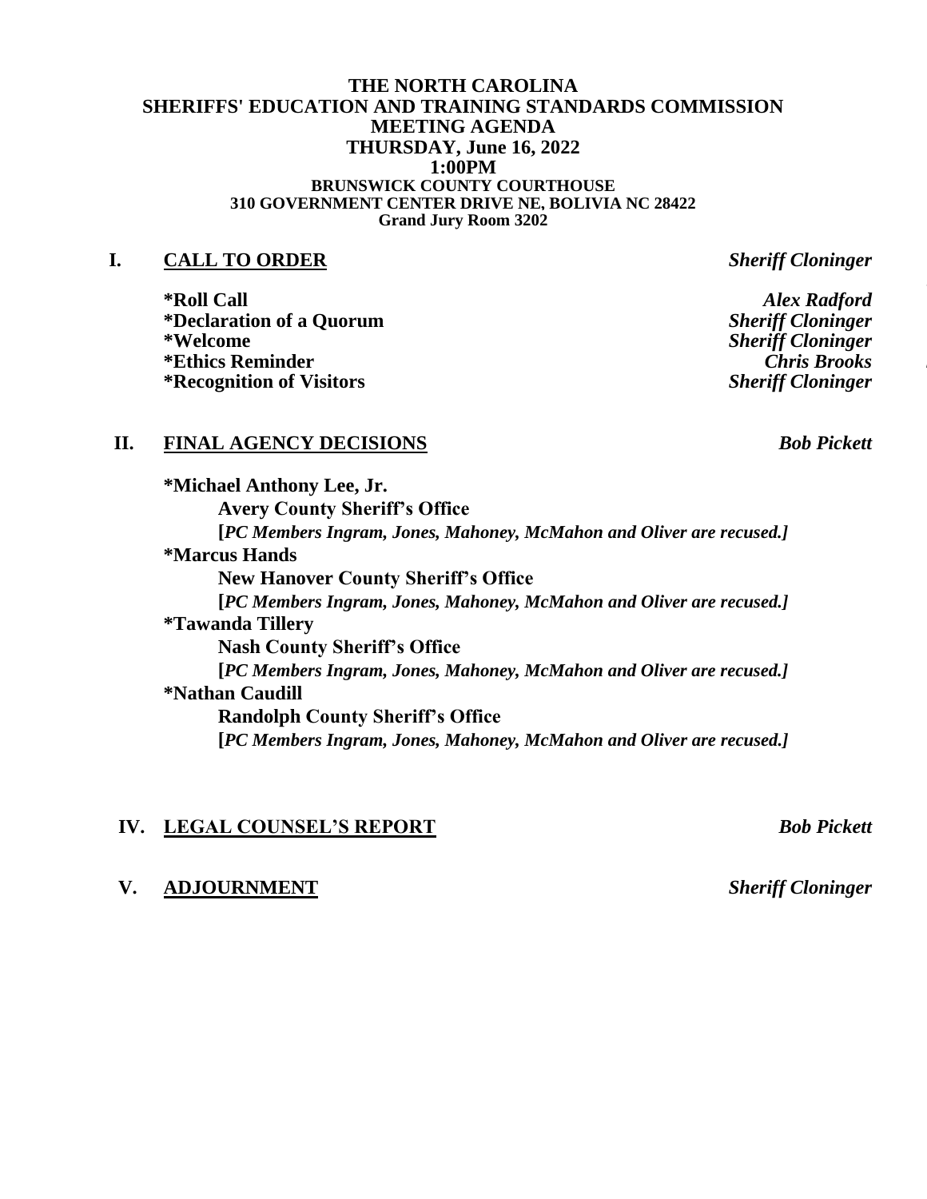# THE NORTH CAROLINA SHERIFFS' EDUCATION AND TRAINING STANDARDS COMMISSION MEETING AGENDA

**THURSDAY, June 16, 2022**
**1:00PM**
**BRUNSWICK COUNTY COURTHOUSE**
**310 GOVERNMENT CENTER DRIVE NE, BOLIVIA NC 28422**
**Grand Jury Room 3202**

## I. CALL TO ORDER — *Sheriff Cloninger*

- **\*Roll Call** — *Alex Radford*
- **\*Declaration of a Quorum** — *Sheriff Cloninger*
- **\*Welcome** — *Sheriff Cloninger*
- **\*Ethics Reminder** — *Chris Brooks*
- **\*Recognition of Visitors** — *Sheriff Cloninger*

## II. FINAL AGENCY DECISIONS — *Bob Pickett*

**\*Michael Anthony Lee, Jr.**
**Avery County Sheriff's Office**
**[***PC Members Ingram, Jones, Mahoney, McMahon and Oliver are recused.]***

**\*Marcus Hands**
**New Hanover County Sheriff's Office**
**[***PC Members Ingram, Jones, Mahoney, McMahon and Oliver are recused.]***

**\*Tawanda Tillery**
**Nash County Sheriff's Office**
**[***PC Members Ingram, Jones, Mahoney, McMahon and Oliver are recused.]***

**\*Nathan Caudill**
**Randolph County Sheriff's Office**
**[***PC Members Ingram, Jones, Mahoney, McMahon and Oliver are recused.]***

## IV. LEGAL COUNSEL'S REPORT — *Bob Pickett*

## V. ADJOURNMENT — *Sheriff Cloninger*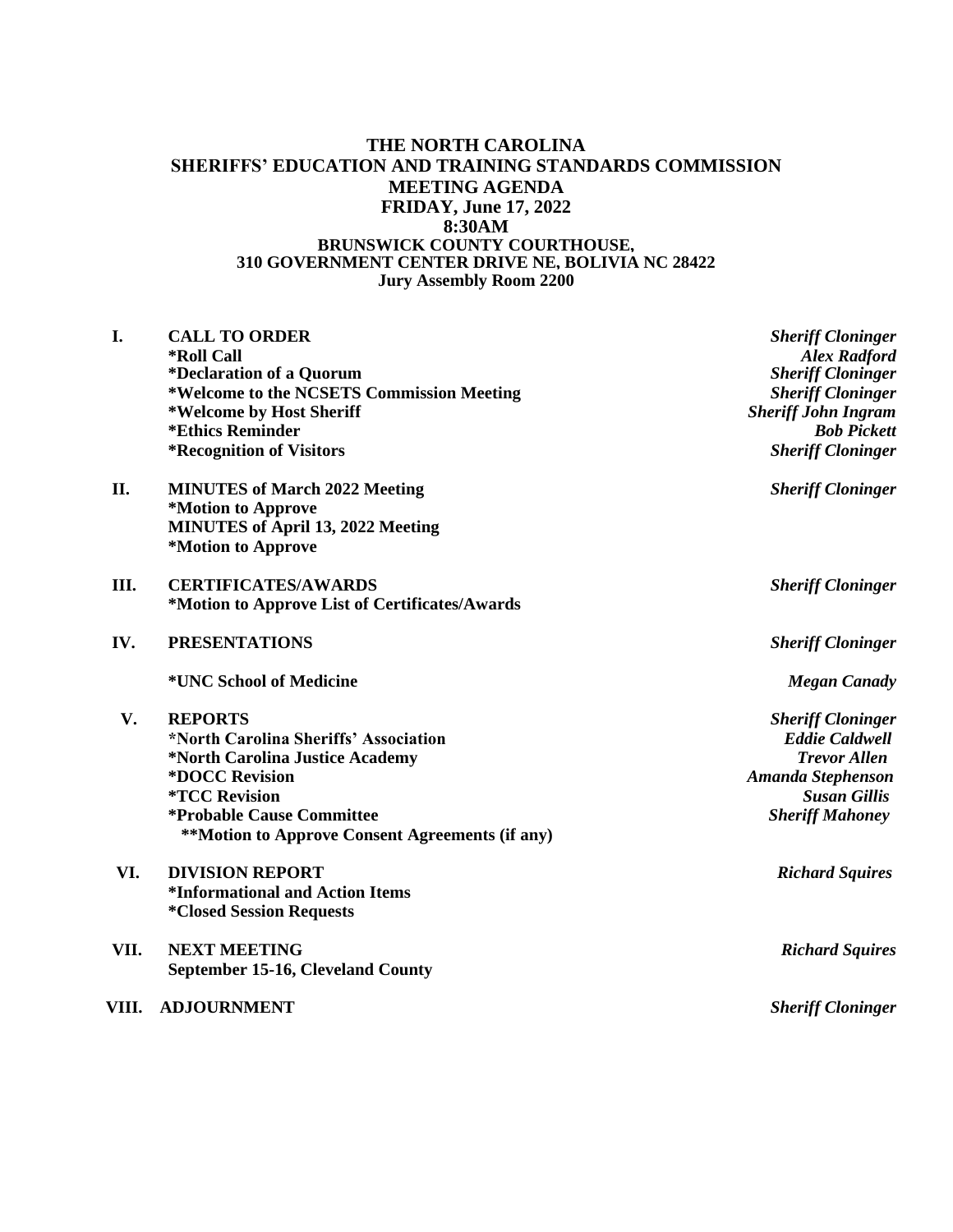# THE NORTH CAROLINA SHERIFFS' EDUCATION AND TRAINING STANDARDS COMMISSION MEETING AGENDA

**FRIDAY, June 17, 2022**
**8:30AM**
**BRUNSWICK COUNTY COURTHOUSE,**
**310 GOVERNMENT CENTER DRIVE NE, BOLIVIA NC 28422**
**Jury Assembly Room 2200**

| | | |
|---|---|---|
| **I.** | **CALL TO ORDER** | ***Sheriff Cloninger*** |
| | ***Roll Call** | ***Alex Radford*** |
| | ***Declaration of a Quorum** | ***Sheriff Cloninger*** |
| | ***Welcome to the NCSETS Commission Meeting** | ***Sheriff Cloninger*** |
| | ***Welcome by Host Sheriff** | ***Sheriff John Ingram*** |
| | ***Ethics Reminder** | ***Bob Pickett*** |
| | ***Recognition of Visitors** | ***Sheriff Cloninger*** |
| **II.** | **MINUTES of March 2022 Meeting** | ***Sheriff Cloninger*** |
| | ***Motion to Approve** | |
| | **MINUTES of April 13, 2022 Meeting** | |
| | ***Motion to Approve** | |
| **III.** | **CERTIFICATES/AWARDS** | ***Sheriff Cloninger*** |
| | ***Motion to Approve List of Certificates/Awards** | |
| **IV.** | **PRESENTATIONS** | ***Sheriff Cloninger*** |
| | ***UNC School of Medicine** | ***Megan Canady*** |
| **V.** | **REPORTS** | ***Sheriff Cloninger*** |
| | ***North Carolina Sheriffs' Association** | ***Eddie Caldwell*** |
| | ***North Carolina Justice Academy** | ***Trevor Allen*** |
| | ***DOCC Revision** | ***Amanda Stephenson*** |
| | ***TCC Revision** | ***Susan Gillis*** |
| | ***Probable Cause Committee** | ***Sheriff Mahoney*** |
| | ****Motion to Approve Consent Agreements (if any)** | |
| **VI.** | **DIVISION REPORT** | ***Richard Squires*** |
| | ***Informational and Action Items** | |
| | ***Closed Session Requests** | |
| **VII.** | **NEXT MEETING** | ***Richard Squires*** |
| | **September 15-16, Cleveland County** | |
| **VIII.** | **ADJOURNMENT** | ***Sheriff Cloninger*** |